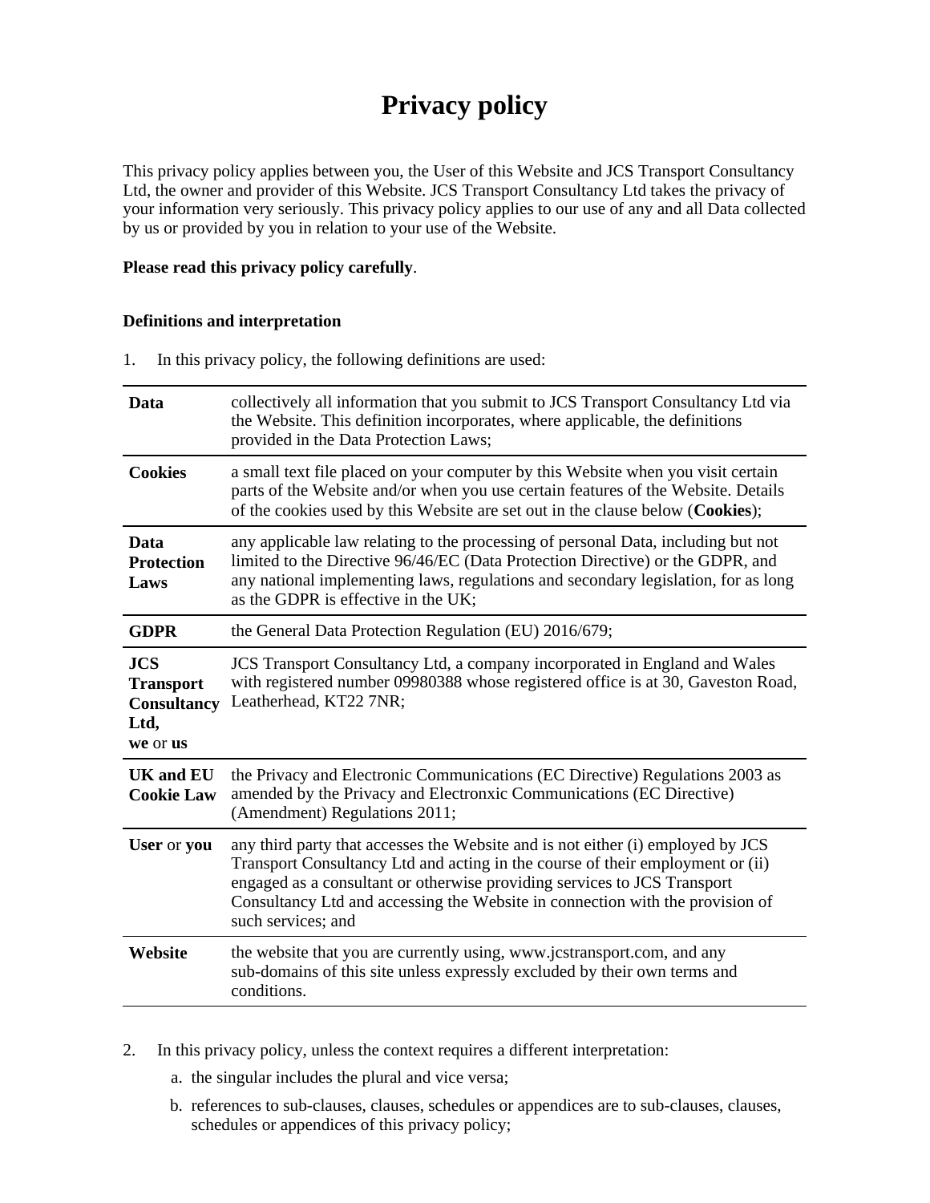# Privacy policy

This privacy policy applies between you, the User of this Website and JCS Transport Consultancy Ltd, the owner and provider of this Website. JCS Transport Consultancy Ltd takes the privacy of your information very seriously. This privacy policy applies to our use of any and all Data collected by us or provided by you in relation to your use of the Website.

**Please read this privacy policy carefully**.

**Definitions and interpretation**

1. In this privacy policy, the following definitions are used:

| | |
|---|---|
| **Data** | collectively all information that you submit to JCS Transport Consultancy Ltd via the Website. This definition incorporates, where applicable, the definitions provided in the Data Protection Laws; |
| **Cookies** | a small text file placed on your computer by this Website when you visit certain parts of the Website and/or when you use certain features of the Website. Details of the cookies used by this Website are set out in the clause below (**Cookies**); |
| **Data Protection Laws** | any applicable law relating to the processing of personal Data, including but not limited to the Directive 96/46/EC (Data Protection Directive) or the GDPR, and any national implementing laws, regulations and secondary legislation, for as long as the GDPR is effective in the UK; |
| **GDPR** | the General Data Protection Regulation (EU) 2016/679; |
| **JCS Transport Consultancy Ltd, we** or **us** | JCS Transport Consultancy Ltd, a company incorporated in England and Wales with registered number 09980388 whose registered office is at 30, Gaveston Road, Leatherhead, KT22 7NR; |
| **UK and EU Cookie Law** | the Privacy and Electronic Communications (EC Directive) Regulations 2003 as amended by the Privacy and Electronxic Communications (EC Directive) (Amendment) Regulations 2011; |
| **User** or **you** | any third party that accesses the Website and is not either (i) employed by JCS Transport Consultancy Ltd and acting in the course of their employment or (ii) engaged as a consultant or otherwise providing services to JCS Transport Consultancy Ltd and accessing the Website in connection with the provision of such services; and |
| **Website** | the website that you are currently using, www.jcstransport.com, and any sub-domains of this site unless expressly excluded by their own terms and conditions. |

2. In this privacy policy, unless the context requires a different interpretation:

   a. the singular includes the plural and vice versa;

   b. references to sub-clauses, clauses, schedules or appendices are to sub-clauses, clauses, schedules or appendices of this privacy policy;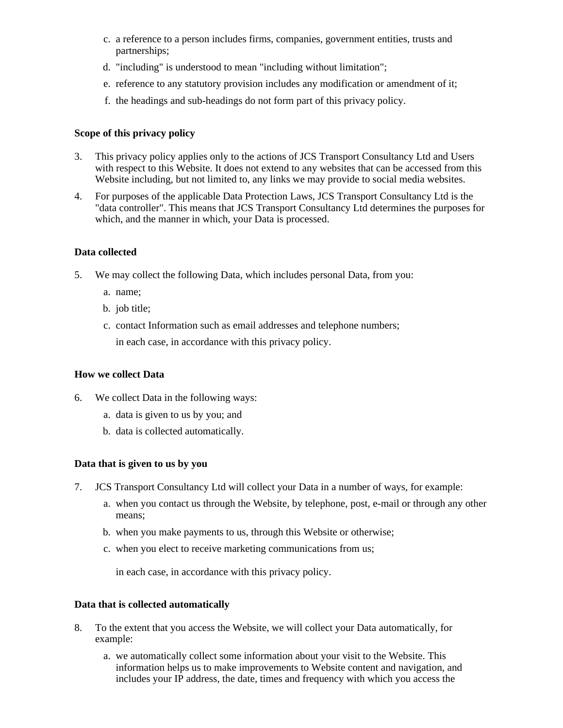c. a reference to a person includes firms, companies, government entities, trusts and partnerships;

d. "including" is understood to mean "including without limitation";

e. reference to any statutory provision includes any modification or amendment of it;

f. the headings and sub-headings do not form part of this privacy policy.

**Scope of this privacy policy**

3. This privacy policy applies only to the actions of JCS Transport Consultancy Ltd and Users with respect to this Website. It does not extend to any websites that can be accessed from this Website including, but not limited to, any links we may provide to social media websites.

4. For purposes of the applicable Data Protection Laws, JCS Transport Consultancy Ltd is the "data controller". This means that JCS Transport Consultancy Ltd determines the purposes for which, and the manner in which, your Data is processed.

**Data collected**

5. We may collect the following Data, which includes personal Data, from you:

   a. name;

   b. job title;

   c. contact Information such as email addresses and telephone numbers;

   in each case, in accordance with this privacy policy.

**How we collect Data**

6. We collect Data in the following ways:

   a. data is given to us by you; and

   b. data is collected automatically.

**Data that is given to us by you**

7. JCS Transport Consultancy Ltd will collect your Data in a number of ways, for example:

   a. when you contact us through the Website, by telephone, post, e-mail or through any other means;

   b. when you make payments to us, through this Website or otherwise;

   c. when you elect to receive marketing communications from us;

   in each case, in accordance with this privacy policy.

**Data that is collected automatically**

8. To the extent that you access the Website, we will collect your Data automatically, for example:

   a. we automatically collect some information about your visit to the Website. This information helps us to make improvements to Website content and navigation, and includes your IP address, the date, times and frequency with which you access the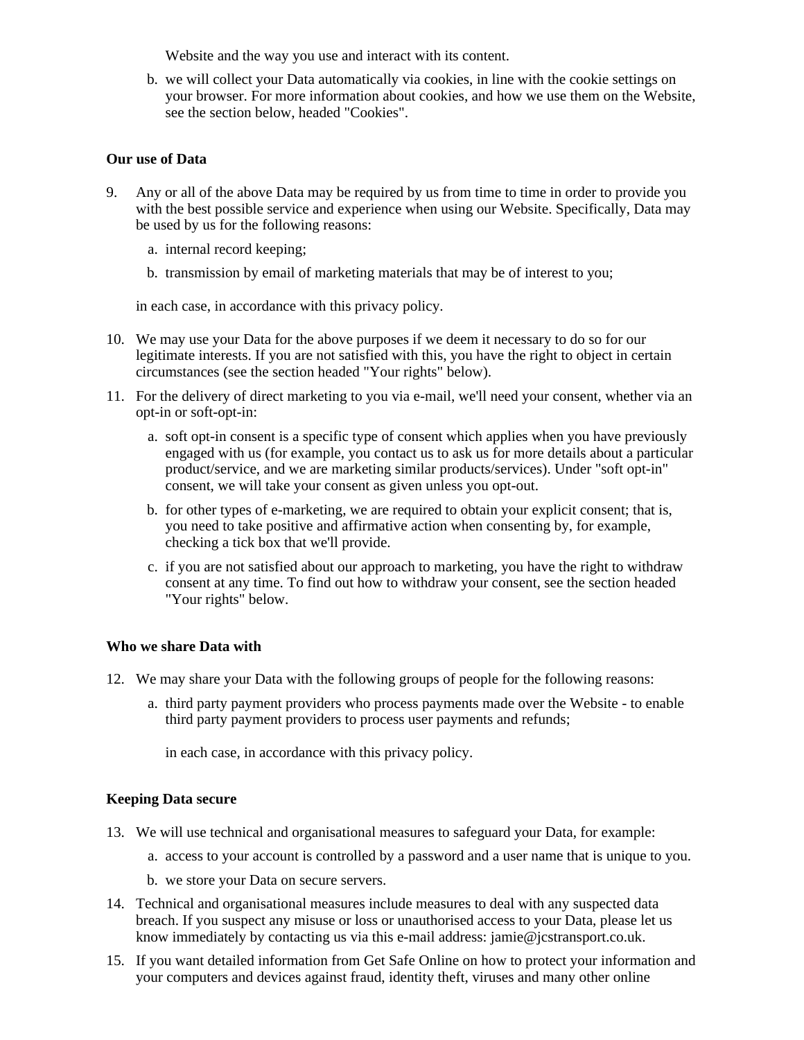Website and the way you use and interact with its content.

b. we will collect your Data automatically via cookies, in line with the cookie settings on your browser. For more information about cookies, and how we use them on the Website, see the section below, headed "Cookies".

**Our use of Data**

9. Any or all of the above Data may be required by us from time to time in order to provide you with the best possible service and experience when using our Website. Specifically, Data may be used by us for the following reasons:

   a. internal record keeping;

   b. transmission by email of marketing materials that may be of interest to you;

   in each case, in accordance with this privacy policy.

10. We may use your Data for the above purposes if we deem it necessary to do so for our legitimate interests. If you are not satisfied with this, you have the right to object in certain circumstances (see the section headed "Your rights" below).

11. For the delivery of direct marketing to you via e-mail, we'll need your consent, whether via an opt-in or soft-opt-in:

    a. soft opt-in consent is a specific type of consent which applies when you have previously engaged with us (for example, you contact us to ask us for more details about a particular product/service, and we are marketing similar products/services). Under "soft opt-in" consent, we will take your consent as given unless you opt-out.

    b. for other types of e-marketing, we are required to obtain your explicit consent; that is, you need to take positive and affirmative action when consenting by, for example, checking a tick box that we'll provide.

    c. if you are not satisfied about our approach to marketing, you have the right to withdraw consent at any time. To find out how to withdraw your consent, see the section headed "Your rights" below.

**Who we share Data with**

12. We may share your Data with the following groups of people for the following reasons:

    a. third party payment providers who process payments made over the Website - to enable third party payment providers to process user payments and refunds;

       in each case, in accordance with this privacy policy.

**Keeping Data secure**

13. We will use technical and organisational measures to safeguard your Data, for example:

    a. access to your account is controlled by a password and a user name that is unique to you.

    b. we store your Data on secure servers.

14. Technical and organisational measures include measures to deal with any suspected data breach. If you suspect any misuse or loss or unauthorised access to your Data, please let us know immediately by contacting us via this e-mail address: jamie@jcstransport.co.uk.

15. If you want detailed information from Get Safe Online on how to protect your information and your computers and devices against fraud, identity theft, viruses and many other online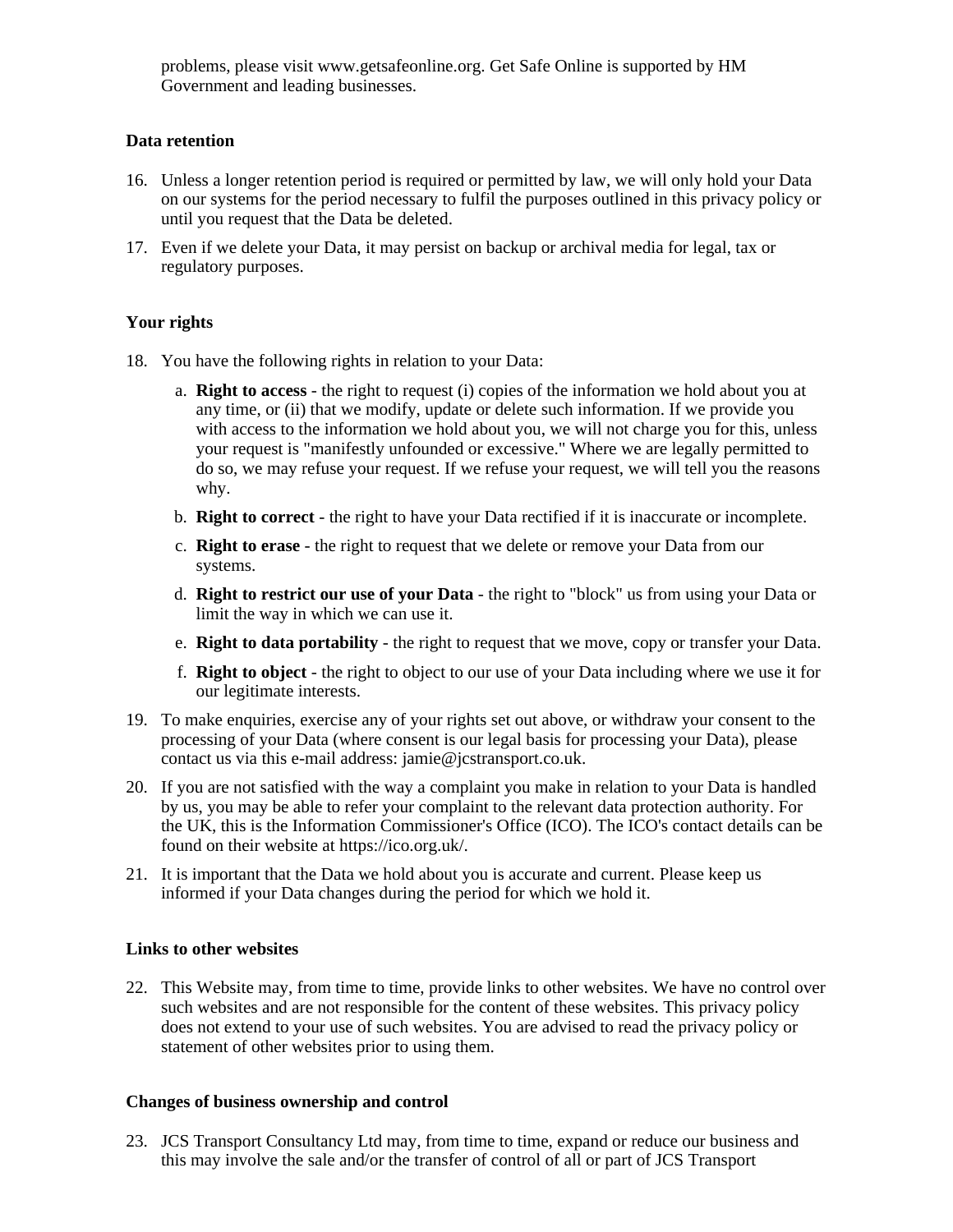problems, please visit www.getsafeonline.org. Get Safe Online is supported by HM Government and leading businesses.

### Data retention

16. Unless a longer retention period is required or permitted by law, we will only hold your Data on our systems for the period necessary to fulfil the purposes outlined in this privacy policy or until you request that the Data be deleted.
17. Even if we delete your Data, it may persist on backup or archival media for legal, tax or regulatory purposes.

### Your rights

18. You have the following rights in relation to your Data:
    a. **Right to access** - the right to request (i) copies of the information we hold about you at any time, or (ii) that we modify, update or delete such information. If we provide you with access to the information we hold about you, we will not charge you for this, unless your request is "manifestly unfounded or excessive." Where we are legally permitted to do so, we may refuse your request. If we refuse your request, we will tell you the reasons why.
    b. **Right to correct** - the right to have your Data rectified if it is inaccurate or incomplete.
    c. **Right to erase** - the right to request that we delete or remove your Data from our systems.
    d. **Right to restrict our use of your Data** - the right to "block" us from using your Data or limit the way in which we can use it.
    e. **Right to data portability** - the right to request that we move, copy or transfer your Data.
    f. **Right to object** - the right to object to our use of your Data including where we use it for our legitimate interests.
19. To make enquiries, exercise any of your rights set out above, or withdraw your consent to the processing of your Data (where consent is our legal basis for processing your Data), please contact us via this e-mail address: jamie@jcstransport.co.uk.
20. If you are not satisfied with the way a complaint you make in relation to your Data is handled by us, you may be able to refer your complaint to the relevant data protection authority. For the UK, this is the Information Commissioner's Office (ICO). The ICO's contact details can be found on their website at https://ico.org.uk/.
21. It is important that the Data we hold about you is accurate and current. Please keep us informed if your Data changes during the period for which we hold it.

### Links to other websites

22. This Website may, from time to time, provide links to other websites. We have no control over such websites and are not responsible for the content of these websites. This privacy policy does not extend to your use of such websites. You are advised to read the privacy policy or statement of other websites prior to using them.

### Changes of business ownership and control

23. JCS Transport Consultancy Ltd may, from time to time, expand or reduce our business and this may involve the sale and/or the transfer of control of all or part of JCS Transport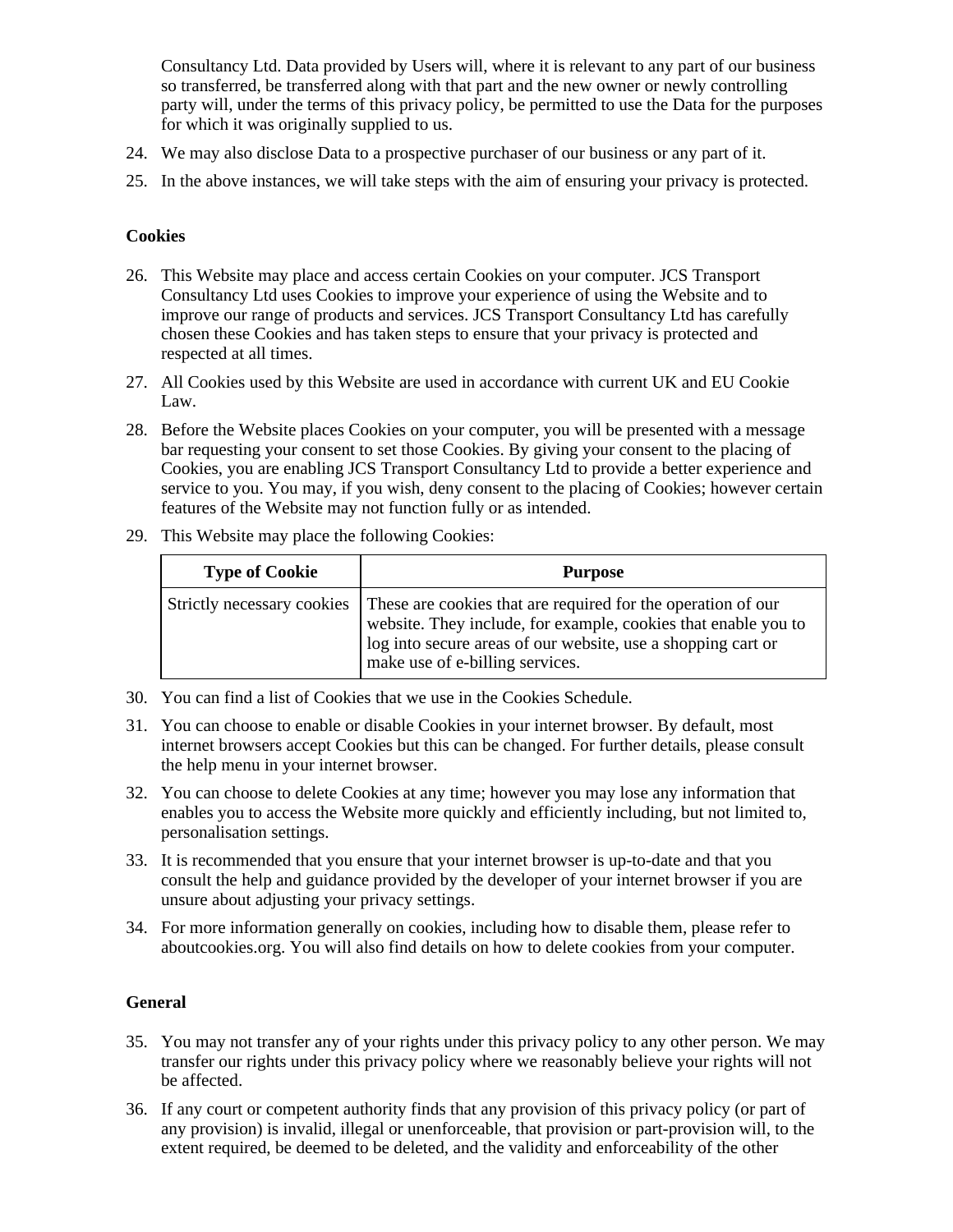Consultancy Ltd. Data provided by Users will, where it is relevant to any part of our business so transferred, be transferred along with that part and the new owner or newly controlling party will, under the terms of this privacy policy, be permitted to use the Data for the purposes for which it was originally supplied to us.

24. We may also disclose Data to a prospective purchaser of our business or any part of it.
25. In the above instances, we will take steps with the aim of ensuring your privacy is protected.

**Cookies**

26. This Website may place and access certain Cookies on your computer. JCS Transport Consultancy Ltd uses Cookies to improve your experience of using the Website and to improve our range of products and services. JCS Transport Consultancy Ltd has carefully chosen these Cookies and has taken steps to ensure that your privacy is protected and respected at all times.
27. All Cookies used by this Website are used in accordance with current UK and EU Cookie Law.
28. Before the Website places Cookies on your computer, you will be presented with a message bar requesting your consent to set those Cookies. By giving your consent to the placing of Cookies, you are enabling JCS Transport Consultancy Ltd to provide a better experience and service to you. You may, if you wish, deny consent to the placing of Cookies; however certain features of the Website may not function fully or as intended.
29. This Website may place the following Cookies:

| Type of Cookie | Purpose |
| --- | --- |
| Strictly necessary cookies | These are cookies that are required for the operation of our website. They include, for example, cookies that enable you to log into secure areas of our website, use a shopping cart or make use of e-billing services. |

30. You can find a list of Cookies that we use in the Cookies Schedule.
31. You can choose to enable or disable Cookies in your internet browser. By default, most internet browsers accept Cookies but this can be changed. For further details, please consult the help menu in your internet browser.
32. You can choose to delete Cookies at any time; however you may lose any information that enables you to access the Website more quickly and efficiently including, but not limited to, personalisation settings.
33. It is recommended that you ensure that your internet browser is up-to-date and that you consult the help and guidance provided by the developer of your internet browser if you are unsure about adjusting your privacy settings.
34. For more information generally on cookies, including how to disable them, please refer to aboutcookies.org. You will also find details on how to delete cookies from your computer.

**General**

35. You may not transfer any of your rights under this privacy policy to any other person. We may transfer our rights under this privacy policy where we reasonably believe your rights will not be affected.
36. If any court or competent authority finds that any provision of this privacy policy (or part of any provision) is invalid, illegal or unenforceable, that provision or part-provision will, to the extent required, be deemed to be deleted, and the validity and enforceability of the other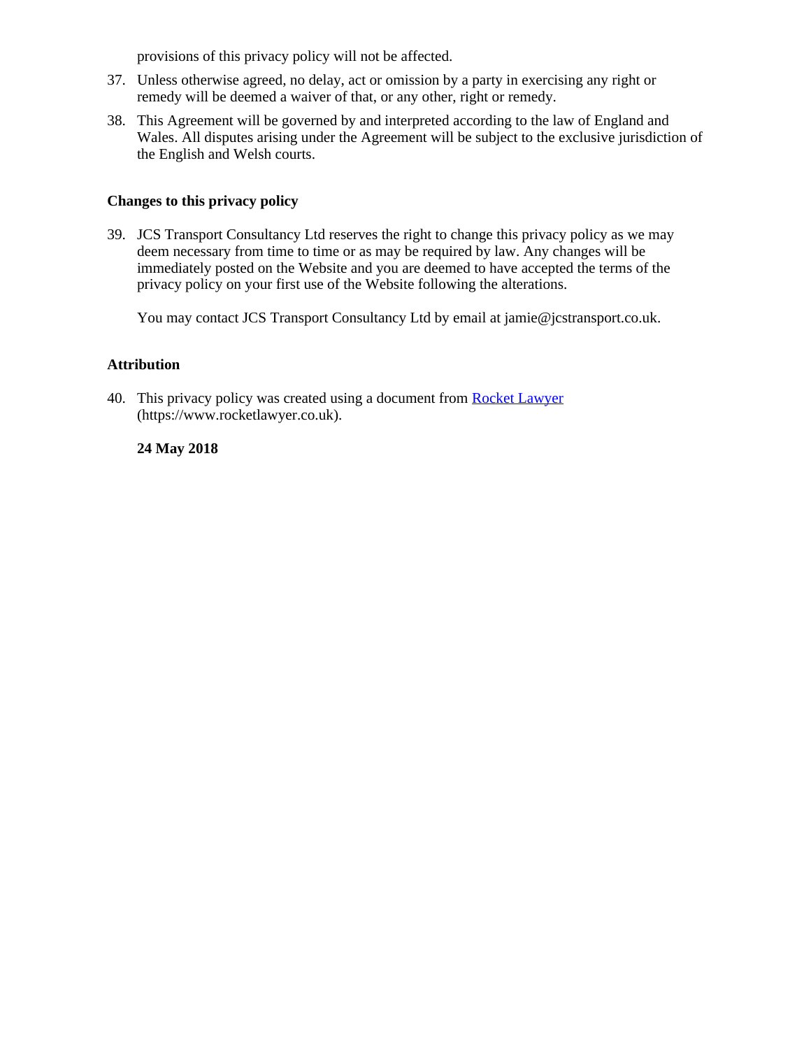provisions of this privacy policy will not be affected.

37. Unless otherwise agreed, no delay, act or omission by a party in exercising any right or remedy will be deemed a waiver of that, or any other, right or remedy.
38. This Agreement will be governed by and interpreted according to the law of England and Wales. All disputes arising under the Agreement will be subject to the exclusive jurisdiction of the English and Welsh courts.

**Changes to this privacy policy**

39. JCS Transport Consultancy Ltd reserves the right to change this privacy policy as we may deem necessary from time to time or as may be required by law. Any changes will be immediately posted on the Website and you are deemed to have accepted the terms of the privacy policy on your first use of the Website following the alterations.

    You may contact JCS Transport Consultancy Ltd by email at jamie@jcstransport.co.uk.

**Attribution**

40. This privacy policy was created using a document from [Rocket Lawyer](https://www.rocketlawyer.co.uk) (https://www.rocketlawyer.co.uk).

    **24 May 2018**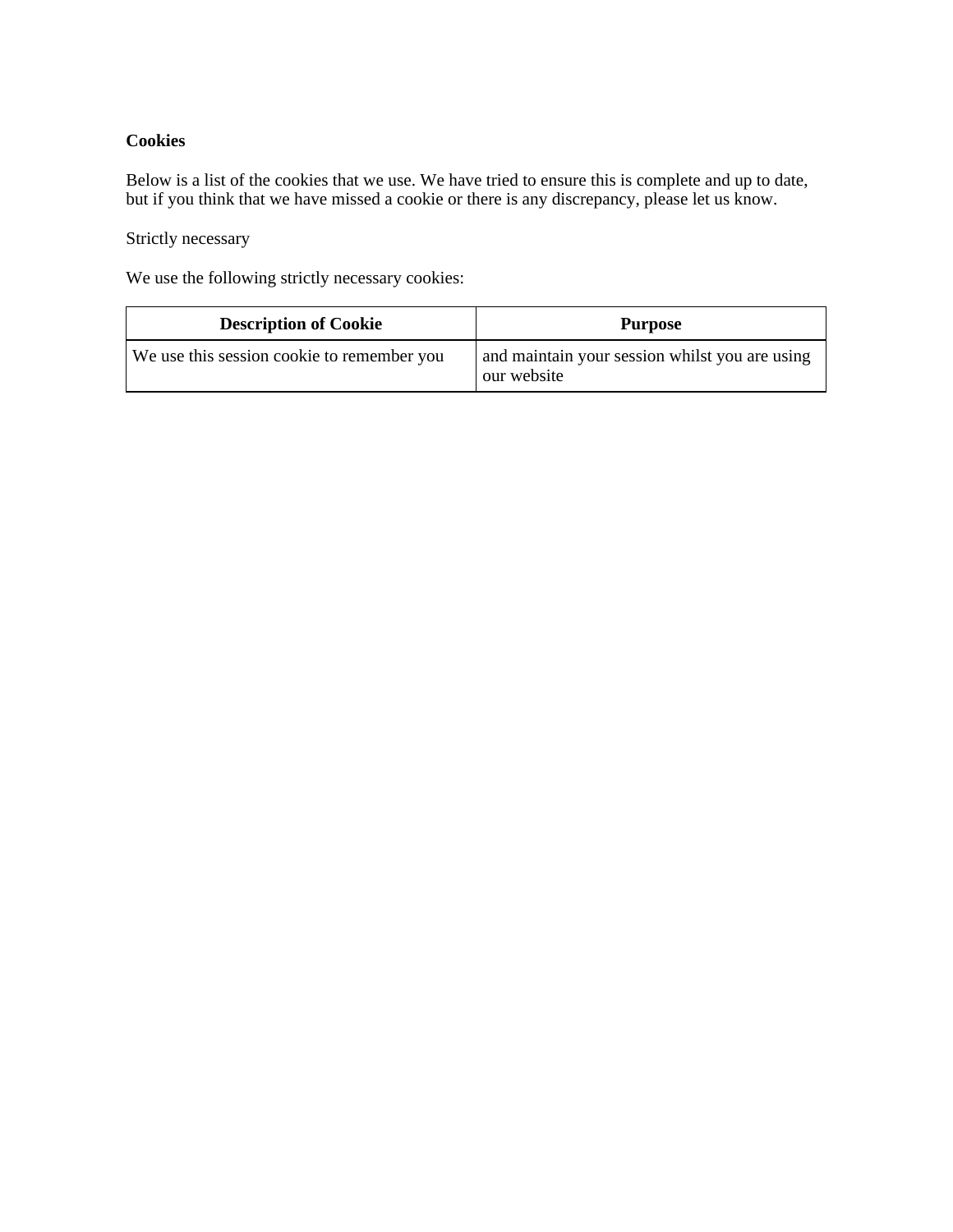**Cookies**

Below is a list of the cookies that we use. We have tried to ensure this is complete and up to date, but if you think that we have missed a cookie or there is any discrepancy, please let us know.

Strictly necessary

We use the following strictly necessary cookies:

| Description of Cookie | Purpose |
| --- | --- |
| We use this session cookie to remember you | and maintain your session whilst you are using our website |